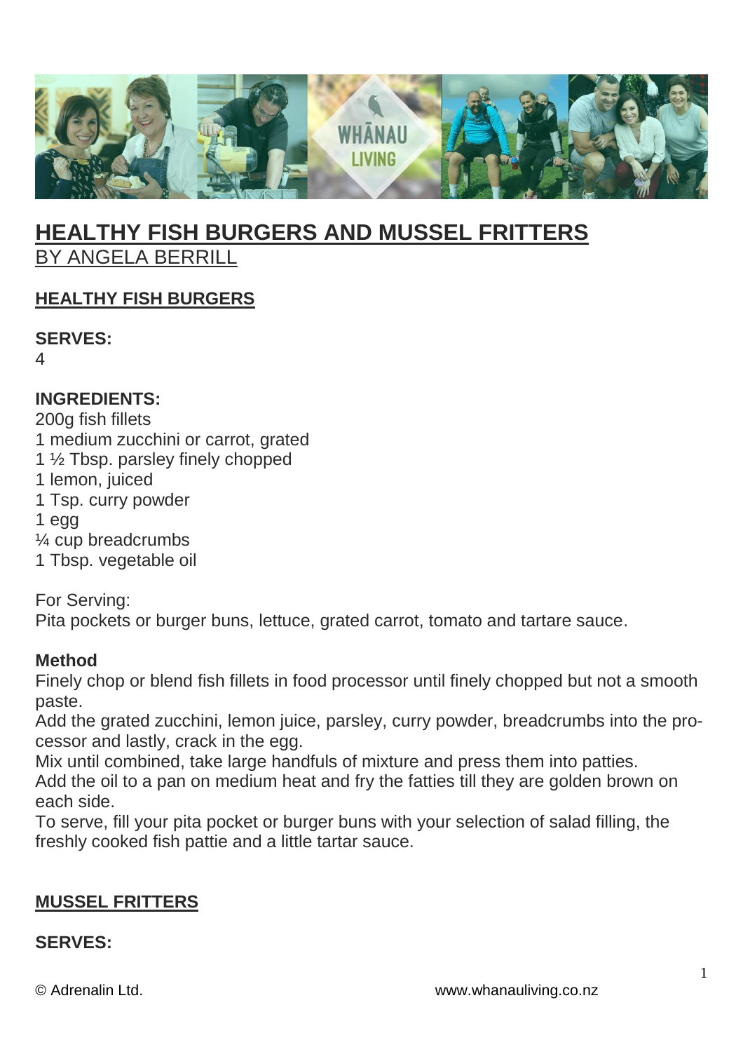# HEALTHY FISH BURGERS AND MUSSEL FRITTERS

BY ANGELA BERRILL

## HEALTHY FISH BURGERS

**SERVES:**

4

**INGREDIENTS:**

200g fish fillets
1 medium zucchini or carrot, grated
1 ½ Tbsp. parsley finely chopped
1 lemon, juiced
1 Tsp. curry powder
1 egg
¼ cup breadcrumbs
1 Tbsp. vegetable oil

For Serving:
Pita pockets or burger buns, lettuce, grated carrot, tomato and tartare sauce.

**Method**

Finely chop or blend fish fillets in food processor until finely chopped but not a smooth paste.
Add the grated zucchini, lemon juice, parsley, curry powder, breadcrumbs into the processor and lastly, crack in the egg.
Mix until combined, take large handfuls of mixture and press them into patties.
Add the oil to a pan on medium heat and fry the fatties till they are golden brown on each side.
To serve, fill your pita pocket or burger buns with your selection of salad filling, the freshly cooked fish pattie and a little tartar sauce.

## MUSSEL FRITTERS

**SERVES:**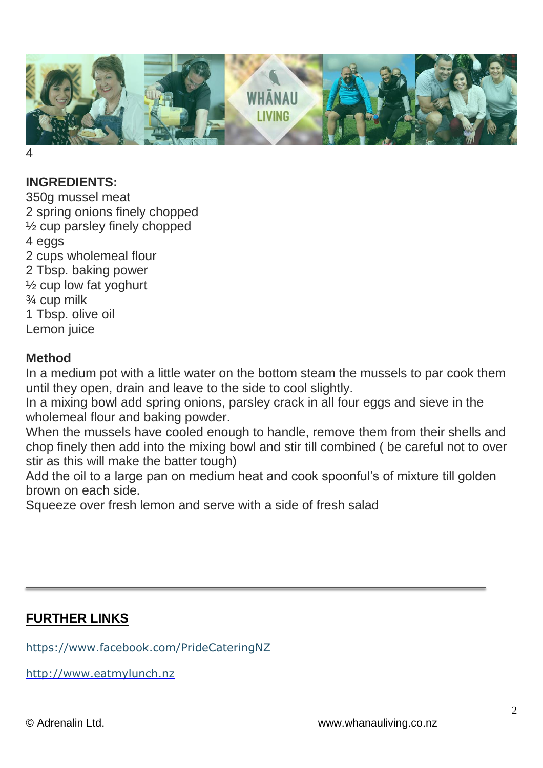4

**INGREDIENTS:**
350g mussel meat
2 spring onions finely chopped
½ cup parsley finely chopped
4 eggs
2 cups wholemeal flour
2 Tbsp. baking power
½ cup low fat yoghurt
¾ cup milk
1 Tbsp. olive oil
Lemon juice

**Method**
In a medium pot with a little water on the bottom steam the mussels to par cook them until they open, drain and leave to the side to cool slightly.
In a mixing bowl add spring onions, parsley crack in all four eggs and sieve in the wholemeal flour and baking powder.
When the mussels have cooled enough to handle, remove them from their shells and chop finely then add into the mixing bowl and stir till combined ( be careful not to over stir as this will make the batter tough)
Add the oil to a large pan on medium heat and cook spoonful's of mixture till golden brown on each side.
Squeeze over fresh lemon and serve with a side of fresh salad

---

**FURTHER LINKS**

https://www.facebook.com/PrideCateringNZ

http://www.eatmylunch.nz

© Adrenalin Ltd. www.whanauliving.co.nz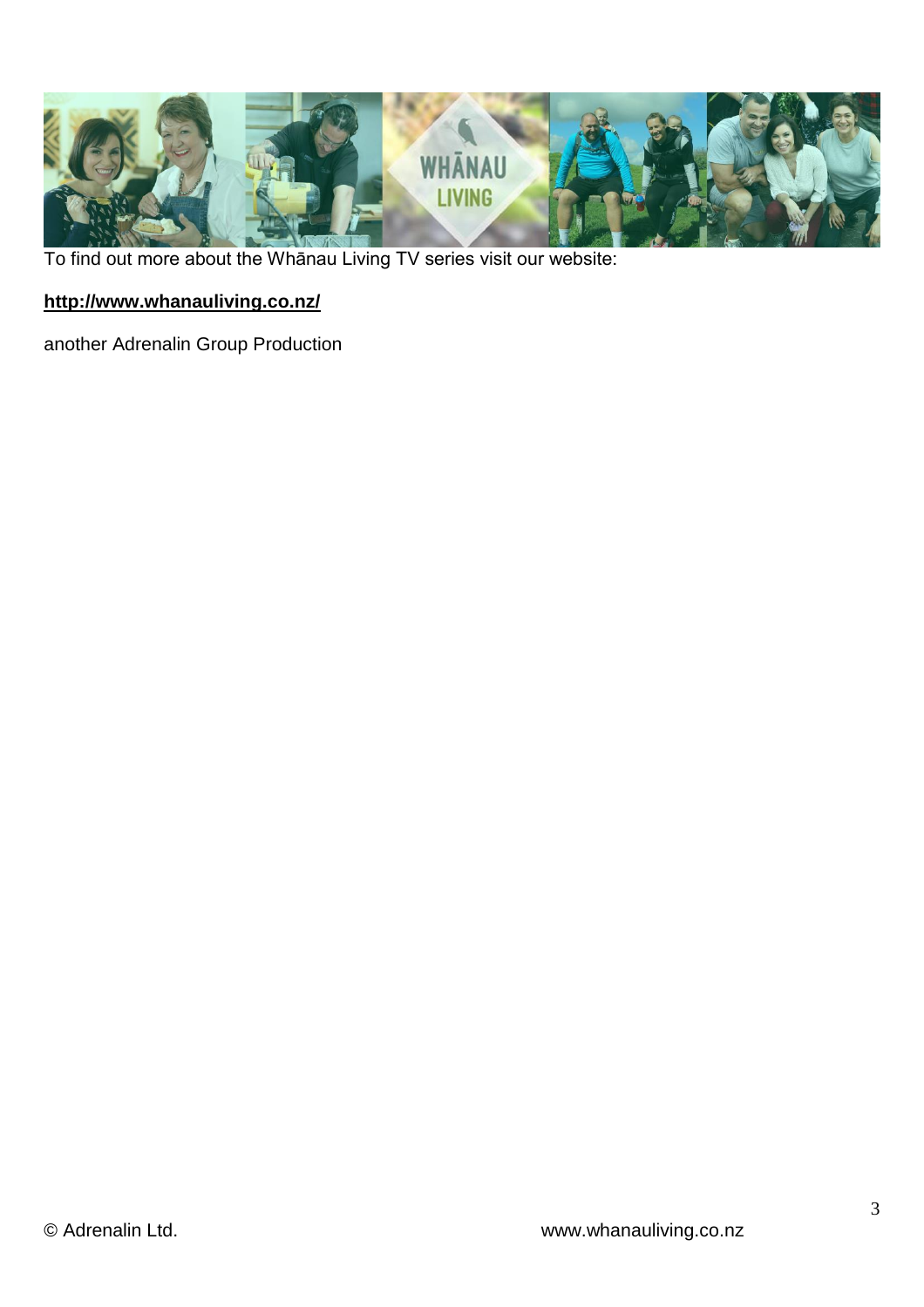To find out more about the Whānau Living TV series visit our website:

**http://www.whanauliving.co.nz/**

another Adrenalin Group Production